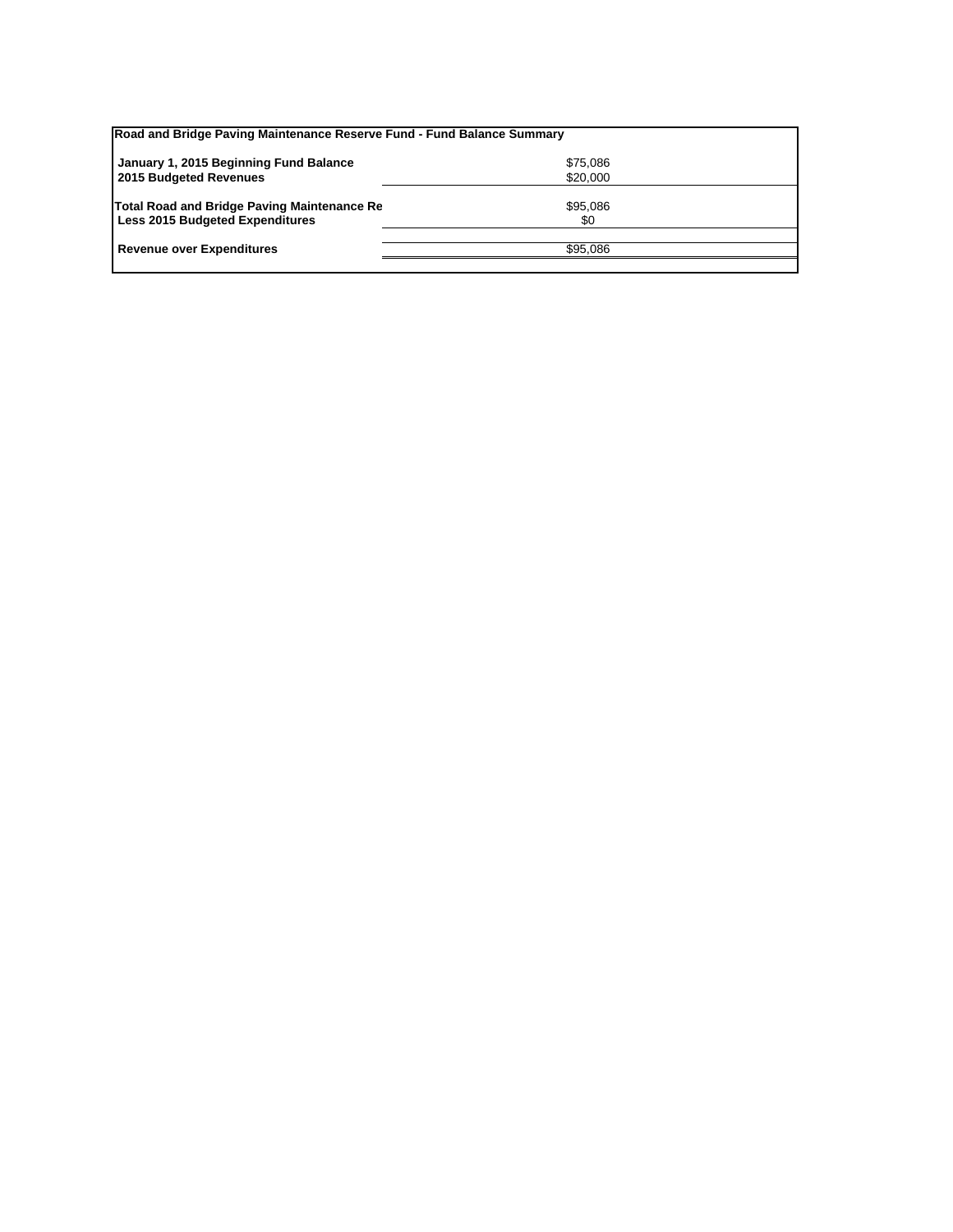| Road and Bridge Paving Maintenance Reserve Fund - Fund Balance Summary | |
|---|---|
| **January 1, 2015 Beginning Fund Balance** | $75,086 |
| **2015 Budgeted Revenues** | $20,000 |
| **Total Road and Bridge Paving Maintenance Re** | $95,086 |
| **Less 2015 Budgeted Expenditures** | $0 |
| **Revenue over Expenditures** | $95,086 |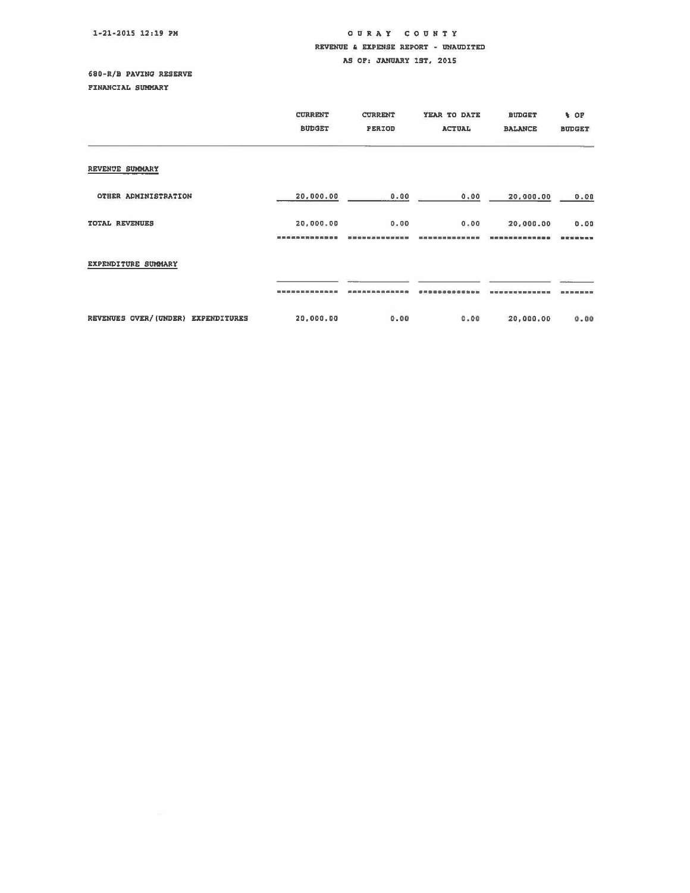1-21-2015 12:19 PM

# OURAY COUNTY

## REVENUE & EXPENSE REPORT - UNAUDITED

AS OF: JANUARY 1ST, 2015

680-R/B PAVING RESERVE

FINANCIAL SUMMARY

| | CURRENT BUDGET | CURRENT PERIOD | YEAR TO DATE ACTUAL | BUDGET BALANCE | % OF BUDGET |
|---|---|---|---|---|---|
| REVENUE SUMMARY | | | | | |
| OTHER ADMINISTRATION | 20,000.00 | 0.00 | 0.00 | 20,000.00 | 0.00 |
| TOTAL REVENUES | 20,000.00 | 0.00 | 0.00 | 20,000.00 | 0.00 |
| EXPENDITURE SUMMARY | | | | | |
| REVENUES OVER/(UNDER) EXPENDITURES | 20,000.00 | 0.00 | 0.00 | 20,000.00 | 0.00 |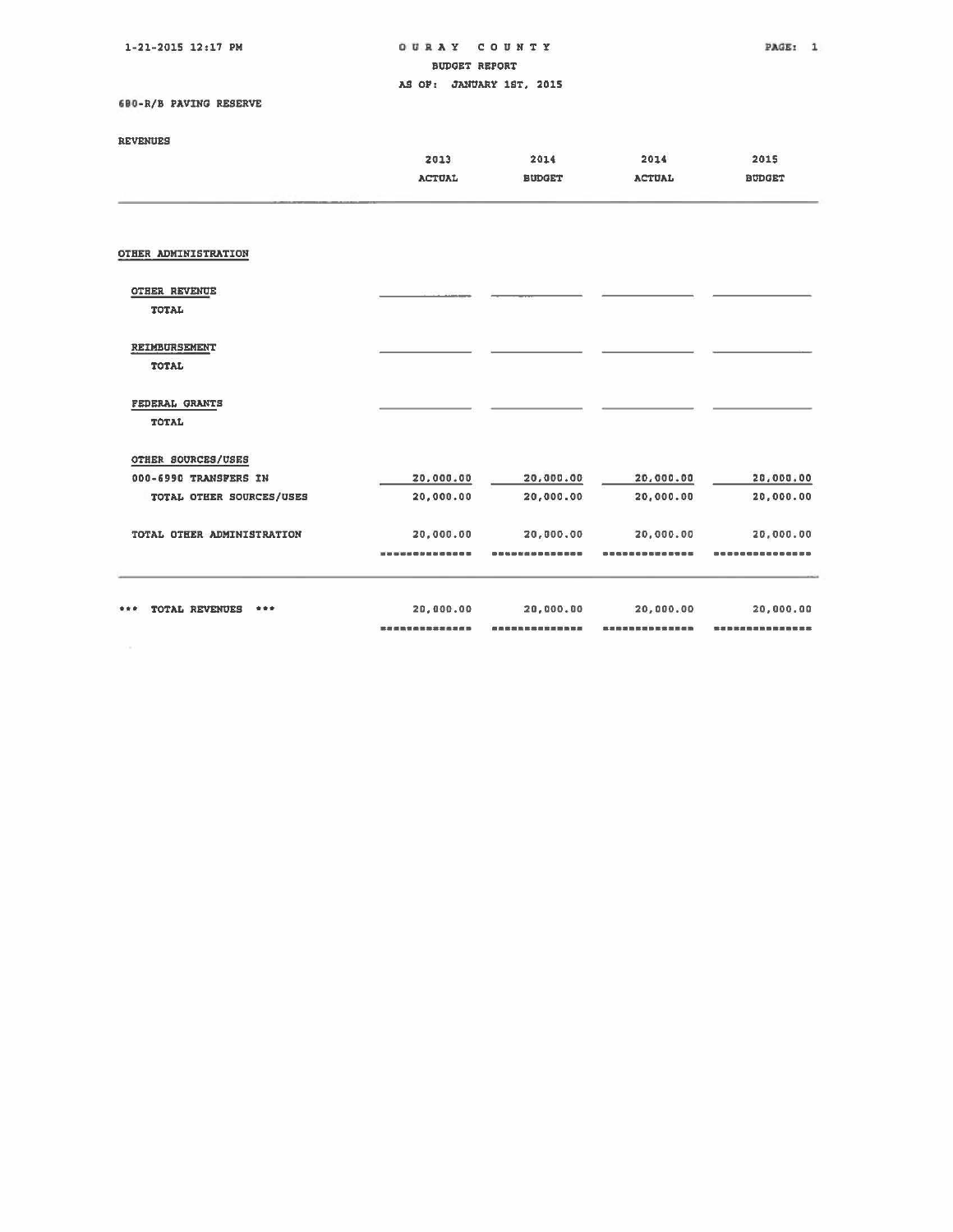1-21-2015 12:17 PM

# OURAY COUNTY

## BUDGET REPORT

### AS OF: JANUARY 1ST, 2015

680-R/B PAVING RESERVE

REVENUES

| | 2013 ACTUAL | 2014 BUDGET | 2014 ACTUAL | 2015 BUDGET |
|---|---|---|---|---|
| **OTHER ADMINISTRATION** | | | | |
| **OTHER REVENUE** | | | | |
| TOTAL | | | | |
| **REIMBURSEMENT** | | | | |
| TOTAL | | | | |
| **FEDERAL GRANTS** | | | | |
| TOTAL | | | | |
| **OTHER SOURCES/USES** | | | | |
| 000-6990 TRANSFERS IN | 20,000.00 | 20,000.00 | 20,000.00 | 20,000.00 |
| TOTAL OTHER SOURCES/USES | 20,000.00 | 20,000.00 | 20,000.00 | 20,000.00 |
| TOTAL OTHER ADMINISTRATION | 20,000.00 | 20,000.00 | 20,000.00 | 20,000.00 |
| *** TOTAL REVENUES *** | 20,000.00 | 20,000.00 | 20,000.00 | 20,000.00 |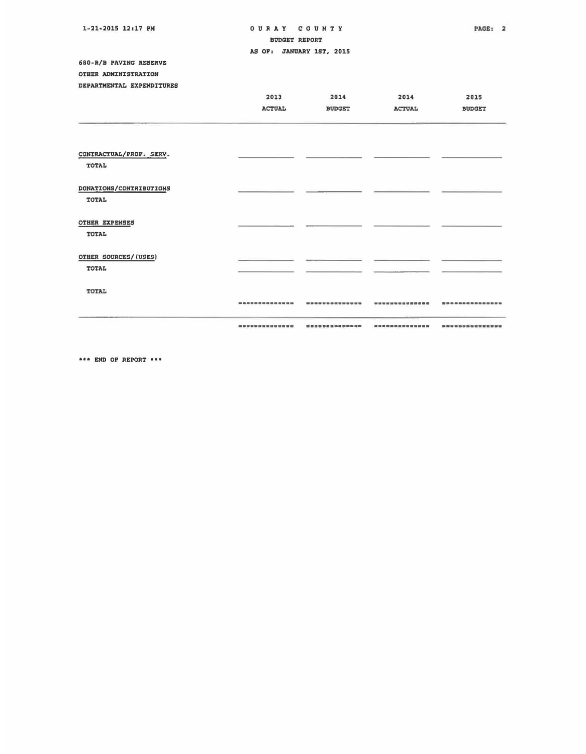1-21-2015 12:17 PM

OURAY COUNTY
BUDGET REPORT
AS OF: JANUARY 1ST, 2015

680-R/B PAVING RESERVE
OTHER ADMINISTRATION
DEPARTMENTAL EXPENDITURES

| | 2013 ACTUAL | 2014 BUDGET | 2014 ACTUAL | 2015 BUDGET |
|---|---|---|---|---|
| CONTRACTUAL/PROF. SERV. | | | | |
| TOTAL | | | | |
| DONATIONS/CONTRIBUTIONS | | | | |
| TOTAL | | | | |
| OTHER EXPENSES | | | | |
| TOTAL | | | | |
| OTHER SOURCES/(USES) | | | | |
| TOTAL | | | | |
| TOTAL | | | | |

*** END OF REPORT ***